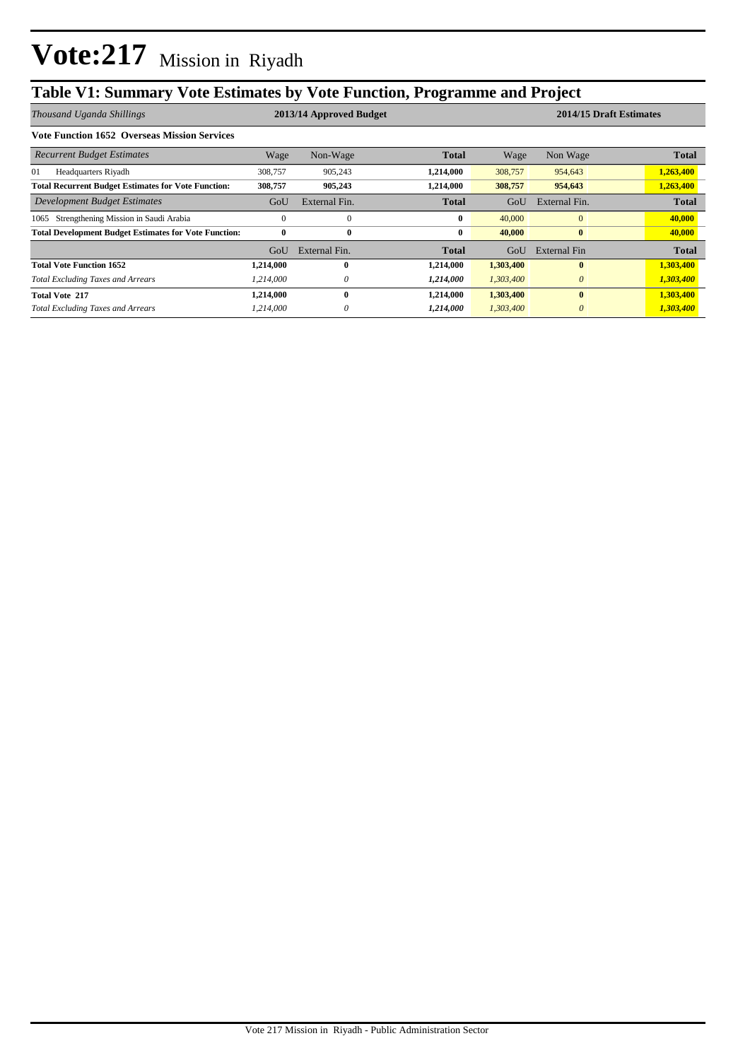# Vote:217 Mission in Riyadh

## Table V1: Summary Vote Estimates by Vote Function, Programme and Project

| *Thousand Uganda Shillings* | 2013/14 Approved Budget | | | 2014/15 Draft Estimates | | |
|---|---|---|---|---|---|---|
| **Vote Function 1652 Overseas Mission Services** | | | | | | |
| *Recurrent Budget Estimates* | Wage | Non-Wage | **Total** | Wage | Non Wage | **Total** |
| 01 Headquarters Riyadh | 308,757 | 905,243 | 1,214,000 | 308,757 | 954,643 | 1,263,400 |
| **Total Recurrent Budget Estimates for Vote Function:** | **308,757** | **905,243** | **1,214,000** | **308,757** | **954,643** | **1,263,400** |
| *Development Budget Estimates* | GoU | External Fin. | **Total** | GoU | External Fin. | **Total** |
| 1065 Strengthening Mission in Saudi Arabia | 0 | 0 | 0 | 40,000 | 0 | 40,000 |
| **Total Development Budget Estimates for Vote Function:** | **0** | **0** | **0** | **40,000** | **0** | **40,000** |
| | GoU | External Fin. | **Total** | GoU | External Fin | **Total** |
| **Total Vote Function 1652** | **1,214,000** | **0** | **1,214,000** | **1,303,400** | **0** | **1,303,400** |
| *Total Excluding Taxes and Arrears* | *1,214,000* | *0* | ***1,214,000*** | *1,303,400* | *0* | ***1,303,400*** |
| **Total Vote 217** | **1,214,000** | **0** | **1,214,000** | **1,303,400** | **0** | **1,303,400** |
| *Total Excluding Taxes and Arrears* | *1,214,000* | *0* | ***1,214,000*** | *1,303,400* | *0* | ***1,303,400*** |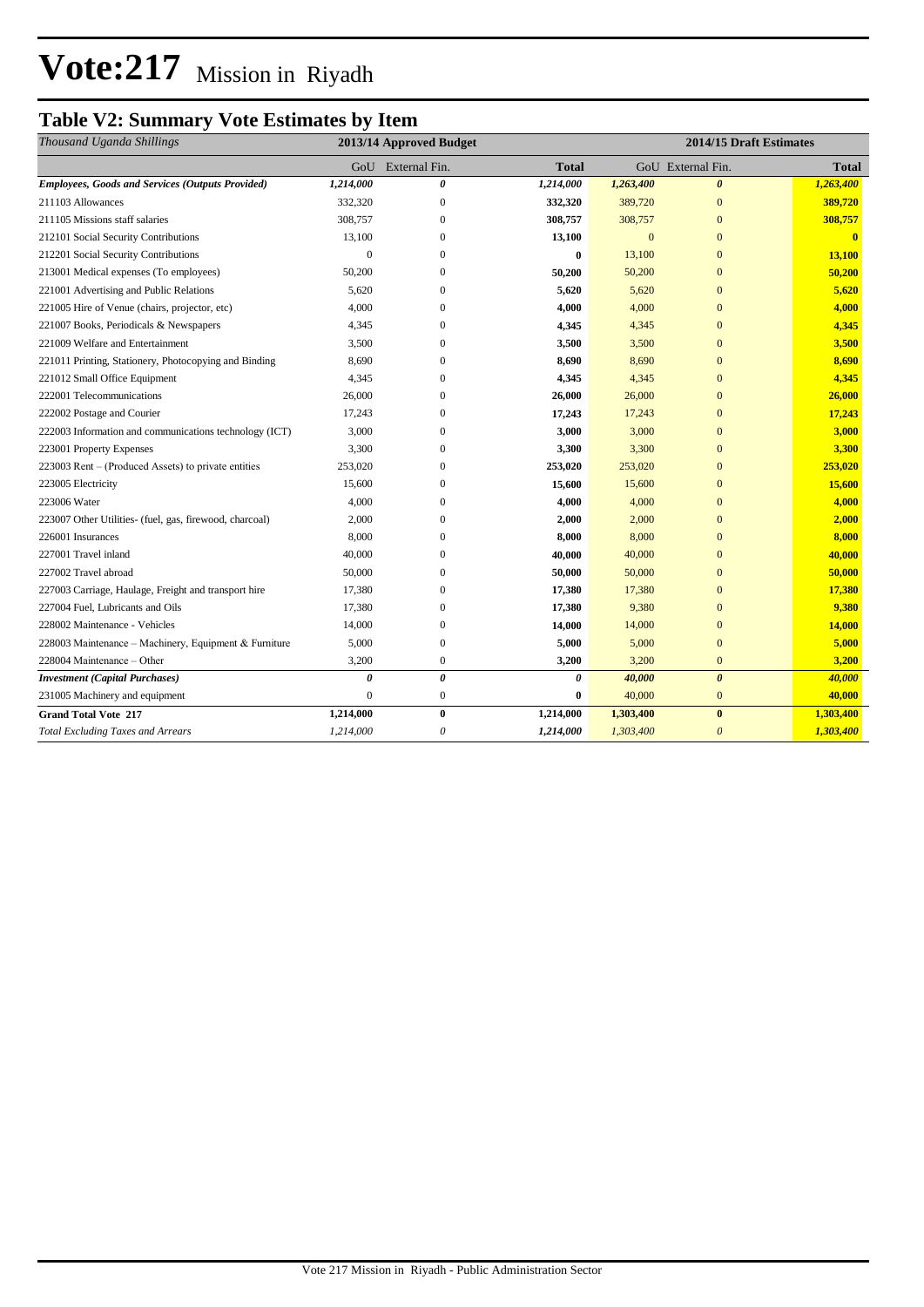# Vote:217 Mission in Riyadh

## Table V2: Summary Vote Estimates by Item

| *Thousand Uganda Shillings* | 2013/14 Approved Budget | | | 2014/15 Draft Estimates | | |
|---|---|---|---|---|---|---|
| | GoU | External Fin. | Total | GoU | External Fin. | Total |
| ***Employees, Goods and Services (Outputs Provided)*** | ***1,214,000*** | ***0*** | ***1,214,000*** | ***1,263,400*** | ***0*** | ***1,263,400*** |
| 211103 Allowances | 332,320 | 0 | **332,320** | 389,720 | 0 | **389,720** |
| 211105 Missions staff salaries | 308,757 | 0 | **308,757** | 308,757 | 0 | **308,757** |
| 212101 Social Security Contributions | 13,100 | 0 | **13,100** | 0 | 0 | **0** |
| 212201 Social Security Contributions | 0 | 0 | **0** | 13,100 | 0 | **13,100** |
| 213001 Medical expenses (To employees) | 50,200 | 0 | **50,200** | 50,200 | 0 | **50,200** |
| 221001 Advertising and Public Relations | 5,620 | 0 | **5,620** | 5,620 | 0 | **5,620** |
| 221005 Hire of Venue (chairs, projector, etc) | 4,000 | 0 | **4,000** | 4,000 | 0 | **4,000** |
| 221007 Books, Periodicals & Newspapers | 4,345 | 0 | **4,345** | 4,345 | 0 | **4,345** |
| 221009 Welfare and Entertainment | 3,500 | 0 | **3,500** | 3,500 | 0 | **3,500** |
| 221011 Printing, Stationery, Photocopying and Binding | 8,690 | 0 | **8,690** | 8,690 | 0 | **8,690** |
| 221012 Small Office Equipment | 4,345 | 0 | **4,345** | 4,345 | 0 | **4,345** |
| 222001 Telecommunications | 26,000 | 0 | **26,000** | 26,000 | 0 | **26,000** |
| 222002 Postage and Courier | 17,243 | 0 | **17,243** | 17,243 | 0 | **17,243** |
| 222003 Information and communications technology (ICT) | 3,000 | 0 | **3,000** | 3,000 | 0 | **3,000** |
| 223001 Property Expenses | 3,300 | 0 | **3,300** | 3,300 | 0 | **3,300** |
| 223003 Rent – (Produced Assets) to private entities | 253,020 | 0 | **253,020** | 253,020 | 0 | **253,020** |
| 223005 Electricity | 15,600 | 0 | **15,600** | 15,600 | 0 | **15,600** |
| 223006 Water | 4,000 | 0 | **4,000** | 4,000 | 0 | **4,000** |
| 223007 Other Utilities- (fuel, gas, firewood, charcoal) | 2,000 | 0 | **2,000** | 2,000 | 0 | **2,000** |
| 226001 Insurances | 8,000 | 0 | **8,000** | 8,000 | 0 | **8,000** |
| 227001 Travel inland | 40,000 | 0 | **40,000** | 40,000 | 0 | **40,000** |
| 227002 Travel abroad | 50,000 | 0 | **50,000** | 50,000 | 0 | **50,000** |
| 227003 Carriage, Haulage, Freight and transport hire | 17,380 | 0 | **17,380** | 17,380 | 0 | **17,380** |
| 227004 Fuel, Lubricants and Oils | 17,380 | 0 | **17,380** | 9,380 | 0 | **9,380** |
| 228002 Maintenance - Vehicles | 14,000 | 0 | **14,000** | 14,000 | 0 | **14,000** |
| 228003 Maintenance – Machinery, Equipment & Furniture | 5,000 | 0 | **5,000** | 5,000 | 0 | **5,000** |
| 228004 Maintenance – Other | 3,200 | 0 | **3,200** | 3,200 | 0 | **3,200** |
| ***Investment (Capital Purchases)*** | ***0*** | ***0*** | ***0*** | ***40,000*** | ***0*** | ***40,000*** |
| 231005 Machinery and equipment | 0 | 0 | **0** | 40,000 | 0 | **40,000** |
| **Grand Total Vote 217** | **1,214,000** | **0** | **1,214,000** | **1,303,400** | **0** | **1,303,400** |
| *Total Excluding Taxes and Arrears* | *1,214,000* | *0* | *1,214,000* | *1,303,400* | *0* | ***1,303,400*** |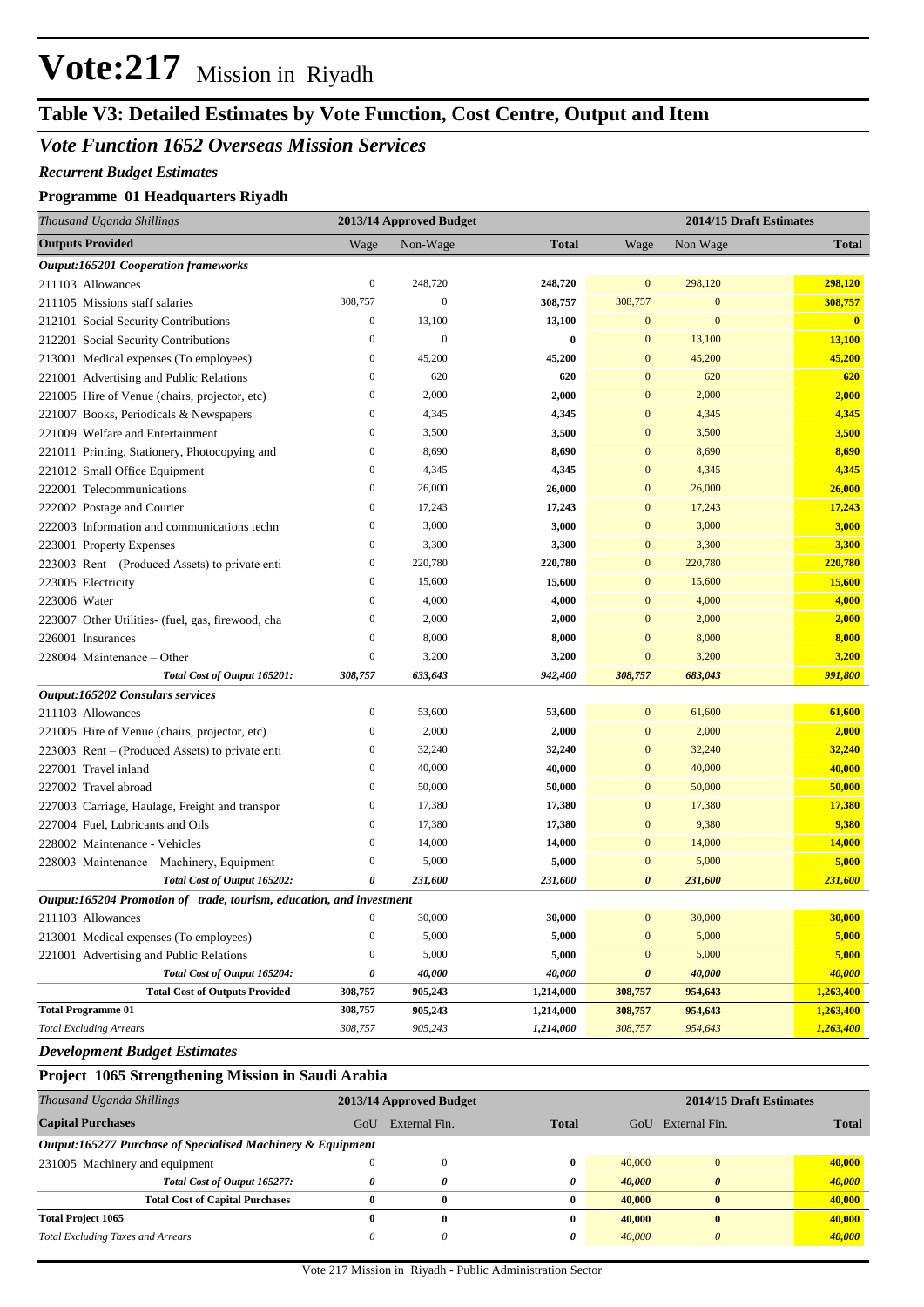# Vote:217 Mission in Riyadh

## Table V3: Detailed Estimates by Vote Function, Cost Centre, Output and Item

### *Vote Function 1652 Overseas Mission Services*

*Recurrent Budget Estimates*

**Programme 01 Headquarters Riyadh**

| *Thousand Uganda Shillings* | 2013/14 Approved Budget | | | 2014/15 Draft Estimates | | |
|---|---|---|---|---|---|---|
| **Outputs Provided** | Wage | Non-Wage | **Total** | Wage | Non Wage | **Total** |
| ***Output:165201 Cooperation frameworks*** | | | | | | |
| 211103 Allowances | 0 | 248,720 | **248,720** | 0 | 298,120 | **298,120** |
| 211105 Missions staff salaries | 308,757 | 0 | **308,757** | 308,757 | 0 | **308,757** |
| 212101 Social Security Contributions | 0 | 13,100 | **13,100** | 0 | 0 | **0** |
| 212201 Social Security Contributions | 0 | 0 | **0** | 0 | 13,100 | **13,100** |
| 213001 Medical expenses (To employees) | 0 | 45,200 | **45,200** | 0 | 45,200 | **45,200** |
| 221001 Advertising and Public Relations | 0 | 620 | **620** | 0 | 620 | **620** |
| 221005 Hire of Venue (chairs, projector, etc) | 0 | 2,000 | **2,000** | 0 | 2,000 | **2,000** |
| 221007 Books, Periodicals & Newspapers | 0 | 4,345 | **4,345** | 0 | 4,345 | **4,345** |
| 221009 Welfare and Entertainment | 0 | 3,500 | **3,500** | 0 | 3,500 | **3,500** |
| 221011 Printing, Stationery, Photocopying and | 0 | 8,690 | **8,690** | 0 | 8,690 | **8,690** |
| 221012 Small Office Equipment | 0 | 4,345 | **4,345** | 0 | 4,345 | **4,345** |
| 222001 Telecommunications | 0 | 26,000 | **26,000** | 0 | 26,000 | **26,000** |
| 222002 Postage and Courier | 0 | 17,243 | **17,243** | 0 | 17,243 | **17,243** |
| 222003 Information and communications techn | 0 | 3,000 | **3,000** | 0 | 3,000 | **3,000** |
| 223001 Property Expenses | 0 | 3,300 | **3,300** | 0 | 3,300 | **3,300** |
| 223003 Rent – (Produced Assets) to private enti | 0 | 220,780 | **220,780** | 0 | 220,780 | **220,780** |
| 223005 Electricity | 0 | 15,600 | **15,600** | 0 | 15,600 | **15,600** |
| 223006 Water | 0 | 4,000 | **4,000** | 0 | 4,000 | **4,000** |
| 223007 Other Utilities- (fuel, gas, firewood, cha | 0 | 2,000 | **2,000** | 0 | 2,000 | **2,000** |
| 226001 Insurances | 0 | 8,000 | **8,000** | 0 | 8,000 | **8,000** |
| 228004 Maintenance – Other | 0 | 3,200 | **3,200** | 0 | 3,200 | **3,200** |
| ***Total Cost of Output 165201:*** | ***308,757*** | ***633,643*** | ***942,400*** | ***308,757*** | ***683,043*** | ***991,800*** |
| ***Output:165202 Consulars services*** | | | | | | |
| 211103 Allowances | 0 | 53,600 | **53,600** | 0 | 61,600 | **61,600** |
| 221005 Hire of Venue (chairs, projector, etc) | 0 | 2,000 | **2,000** | 0 | 2,000 | **2,000** |
| 223003 Rent – (Produced Assets) to private enti | 0 | 32,240 | **32,240** | 0 | 32,240 | **32,240** |
| 227001 Travel inland | 0 | 40,000 | **40,000** | 0 | 40,000 | **40,000** |
| 227002 Travel abroad | 0 | 50,000 | **50,000** | 0 | 50,000 | **50,000** |
| 227003 Carriage, Haulage, Freight and transpor | 0 | 17,380 | **17,380** | 0 | 17,380 | **17,380** |
| 227004 Fuel, Lubricants and Oils | 0 | 17,380 | **17,380** | 0 | 9,380 | **9,380** |
| 228002 Maintenance - Vehicles | 0 | 14,000 | **14,000** | 0 | 14,000 | **14,000** |
| 228003 Maintenance – Machinery, Equipment | 0 | 5,000 | **5,000** | 0 | 5,000 | **5,000** |
| ***Total Cost of Output 165202:*** | ***0*** | ***231,600*** | ***231,600*** | ***0*** | ***231,600*** | ***231,600*** |
| ***Output:165204 Promotion of trade, tourism, education, and investment*** | | | | | | |
| 211103 Allowances | 0 | 30,000 | **30,000** | 0 | 30,000 | **30,000** |
| 213001 Medical expenses (To employees) | 0 | 5,000 | **5,000** | 0 | 5,000 | **5,000** |
| 221001 Advertising and Public Relations | 0 | 5,000 | **5,000** | 0 | 5,000 | **5,000** |
| ***Total Cost of Output 165204:*** | ***0*** | ***40,000*** | ***40,000*** | ***0*** | ***40,000*** | ***40,000*** |
| **Total Cost of Outputs Provided** | **308,757** | **905,243** | **1,214,000** | **308,757** | **954,643** | **1,263,400** |
| **Total Programme 01** | **308,757** | **905,243** | **1,214,000** | **308,757** | **954,643** | **1,263,400** |
| *Total Excluding Arrears* | *308,757* | *905,243* | *1,214,000* | *308,757* | *954,643* | *1,263,400* |

*Development Budget Estimates*

**Project 1065 Strengthening Mission in Saudi Arabia**

| *Thousand Uganda Shillings* | 2013/14 Approved Budget | | | 2014/15 Draft Estimates | | |
|---|---|---|---|---|---|---|
| **Capital Purchases** | GoU | External Fin. | **Total** | GoU | External Fin. | **Total** |
| ***Output:165277 Purchase of Specialised Machinery & Equipment*** | | | | | | |
| 231005 Machinery and equipment | 0 | 0 | **0** | 40,000 | 0 | **40,000** |
| ***Total Cost of Output 165277:*** | ***0*** | ***0*** | ***0*** | ***40,000*** | ***0*** | ***40,000*** |
| **Total Cost of Capital Purchases** | **0** | **0** | **0** | **40,000** | **0** | **40,000** |
| **Total Project 1065** | **0** | **0** | **0** | **40,000** | **0** | **40,000** |
| *Total Excluding Taxes and Arrears* | *0* | *0* | *0* | *40,000* | *0* | *40,000* |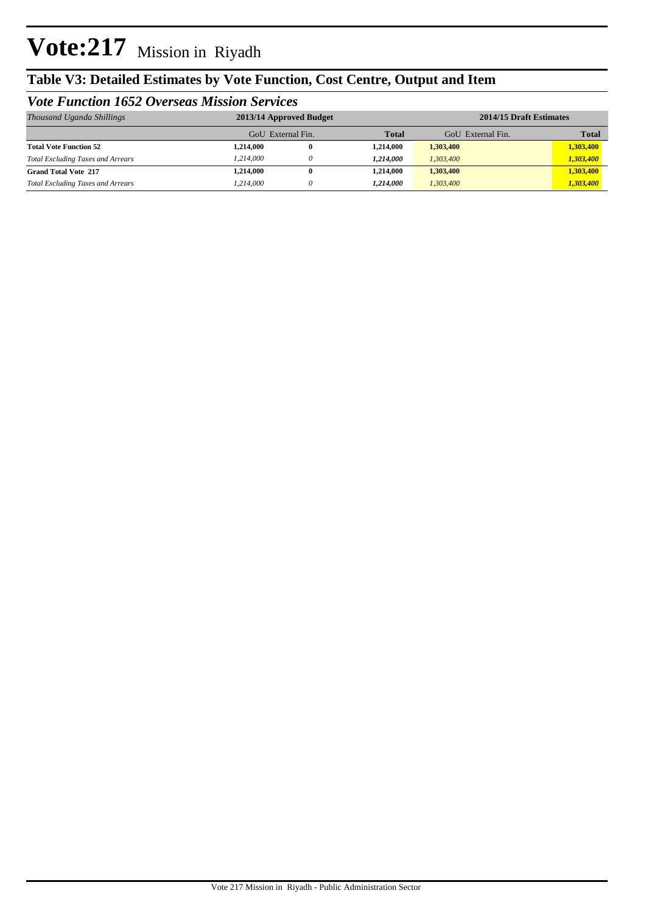# Vote:217 Mission in Riyadh

## Table V3: Detailed Estimates by Vote Function, Cost Centre, Output and Item

### *Vote Function 1652 Overseas Mission Services*

| *Thousand Uganda Shillings* | 2013/14 Approved Budget | | | 2014/15 Draft Estimates | | |
|---|---|---|---|---|---|---|
| | GoU | External Fin. | Total | GoU | External Fin. | Total |
| **Total Vote Function 52** | **1,214,000** | **0** | **1,214,000** | **1,303,400** | | **1,303,400** |
| *Total Excluding Taxes and Arrears* | *1,214,000* | *0* | ***1,214,000*** | *1,303,400* | | ***1,303,400*** |
| **Grand Total Vote 217** | **1,214,000** | **0** | **1,214,000** | **1,303,400** | | **1,303,400** |
| *Total Excluding Taxes and Arrears* | *1,214,000* | *0* | ***1,214,000*** | *1,303,400* | | ***1,303,400*** |